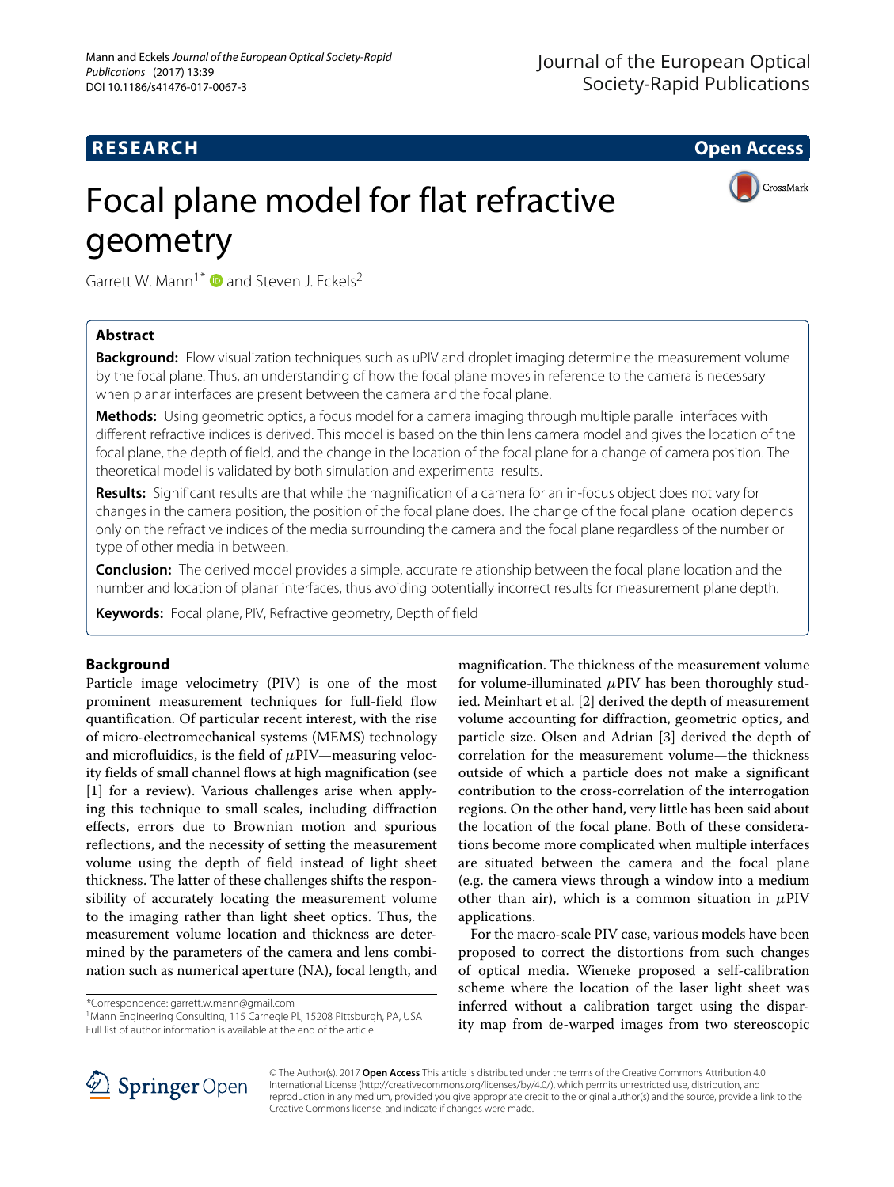RESEARCH

Open Access

# Focal plane model for flat refractive geometry

Garrett W. Mann[1*] and Steven J. Eckels[2]

## Abstract

**Background:** Flow visualization techniques such as uPIV and droplet imaging determine the measurement volume by the focal plane. Thus, an understanding of how the focal plane moves in reference to the camera is necessary when planar interfaces are present between the camera and the focal plane.

**Methods:** Using geometric optics, a focus model for a camera imaging through multiple parallel interfaces with different refractive indices is derived. This model is based on the thin lens camera model and gives the location of the focal plane, the depth of field, and the change in the location of the focal plane for a change of camera position. The theoretical model is validated by both simulation and experimental results.

**Results:** Significant results are that while the magnification of a camera for an in-focus object does not vary for changes in the camera position, the position of the focal plane does. The change of the focal plane location depends only on the refractive indices of the media surrounding the camera and the focal plane regardless of the number or type of other media in between.

**Conclusion:** The derived model provides a simple, accurate relationship between the focal plane location and the number and location of planar interfaces, thus avoiding potentially incorrect results for measurement plane depth.

**Keywords:** Focal plane, PIV, Refractive geometry, Depth of field

## Background

Particle image velocimetry (PIV) is one of the most prominent measurement techniques for full-field flow quantification. Of particular recent interest, with the rise of micro-electromechanical systems (MEMS) technology and microfluidics, is the field of $\mu$PIV—measuring velocity fields of small channel flows at high magnification (see [1] for a review). Various challenges arise when applying this technique to small scales, including diffraction effects, errors due to Brownian motion and spurious reflections, and the necessity of setting the measurement volume using the depth of field instead of light sheet thickness. The latter of these challenges shifts the responsibility of accurately locating the measurement volume to the imaging rather than light sheet optics. Thus, the measurement volume location and thickness are determined by the parameters of the camera and lens combination such as numerical aperture (NA), focal length, and magnification. The thickness of the measurement volume for volume-illuminated $\mu$PIV has been thoroughly studied. Meinhart et al. [2] derived the depth of measurement volume accounting for diffraction, geometric optics, and particle size. Olsen and Adrian [3] derived the depth of correlation for the measurement volume—the thickness outside of which a particle does not make a significant contribution to the cross-correlation of the interrogation regions. On the other hand, very little has been said about the location of the focal plane. Both of these considerations become more complicated when multiple interfaces are situated between the camera and the focal plane (e.g. the camera views through a window into a medium other than air), which is a common situation in $\mu$PIV applications.

For the macro-scale PIV case, various models have been proposed to correct the distortions from such changes of optical media. Wieneke proposed a self-calibration scheme where the location of the laser light sheet was inferred without a calibration target using the disparity map from de-warped images from two stereoscopic

*Correspondence: garrett.w.mann@gmail.com
[1]Mann Engineering Consulting, 115 Carnegie Pl., 15208 Pittsburgh, PA, USA
Full list of author information is available at the end of the article

© The Author(s). 2017 **Open Access** This article is distributed under the terms of the Creative Commons Attribution 4.0 International License (http://creativecommons.org/licenses/by/4.0/), which permits unrestricted use, distribution, and reproduction in any medium, provided you give appropriate credit to the original author(s) and the source, provide a link to the Creative Commons license, and indicate if changes were made.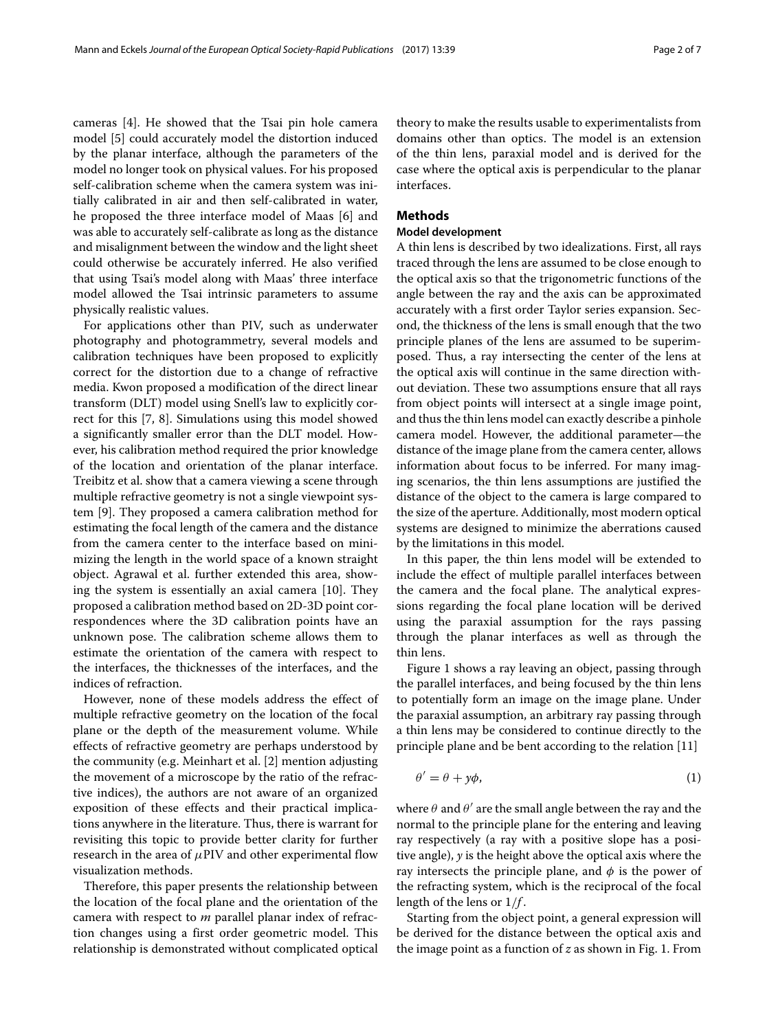cameras [4]. He showed that the Tsai pin hole camera model [5] could accurately model the distortion induced by the planar interface, although the parameters of the model no longer took on physical values. For his proposed self-calibration scheme when the camera system was initially calibrated in air and then self-calibrated in water, he proposed the three interface model of Maas [6] and was able to accurately self-calibrate as long as the distance and misalignment between the window and the light sheet could otherwise be accurately inferred. He also verified that using Tsai's model along with Maas' three interface model allowed the Tsai intrinsic parameters to assume physically realistic values.

For applications other than PIV, such as underwater photography and photogrammetry, several models and calibration techniques have been proposed to explicitly correct for the distortion due to a change of refractive media. Kwon proposed a modification of the direct linear transform (DLT) model using Snell's law to explicitly correct for this [7, 8]. Simulations using this model showed a significantly smaller error than the DLT model. However, his calibration method required the prior knowledge of the location and orientation of the planar interface. Treibitz et al. show that a camera viewing a scene through multiple refractive geometry is not a single viewpoint system [9]. They proposed a camera calibration method for estimating the focal length of the camera and the distance from the camera center to the interface based on minimizing the length in the world space of a known straight object. Agrawal et al. further extended this area, showing the system is essentially an axial camera [10]. They proposed a calibration method based on 2D-3D point correspondences where the 3D calibration points have an unknown pose. The calibration scheme allows them to estimate the orientation of the camera with respect to the interfaces, the thicknesses of the interfaces, and the indices of refraction.

However, none of these models address the effect of multiple refractive geometry on the location of the focal plane or the depth of the measurement volume. While effects of refractive geometry are perhaps understood by the community (e.g. Meinhart et al. [2] mention adjusting the movement of a microscope by the ratio of the refractive indices), the authors are not aware of an organized exposition of these effects and their practical implications anywhere in the literature. Thus, there is warrant for revisiting this topic to provide better clarity for further research in the area of $\mu$PIV and other experimental flow visualization methods.

Therefore, this paper presents the relationship between the location of the focal plane and the orientation of the camera with respect to $m$ parallel planar index of refraction changes using a first order geometric model. This relationship is demonstrated without complicated optical theory to make the results usable to experimentalists from domains other than optics. The model is an extension of the thin lens, paraxial model and is derived for the case where the optical axis is perpendicular to the planar interfaces.

## Methods

### Model development

A thin lens is described by two idealizations. First, all rays traced through the lens are assumed to be close enough to the optical axis so that the trigonometric functions of the angle between the ray and the axis can be approximated accurately with a first order Taylor series expansion. Second, the thickness of the lens is small enough that the two principle planes of the lens are assumed to be superimposed. Thus, a ray intersecting the center of the lens at the optical axis will continue in the same direction without deviation. These two assumptions ensure that all rays from object points will intersect at a single image point, and thus the thin lens model can exactly describe a pinhole camera model. However, the additional parameter—the distance of the image plane from the camera center, allows information about focus to be inferred. For many imaging scenarios, the thin lens assumptions are justified the distance of the object to the camera is large compared to the size of the aperture. Additionally, most modern optical systems are designed to minimize the aberrations caused by the limitations in this model.

In this paper, the thin lens model will be extended to include the effect of multiple parallel interfaces between the camera and the focal plane. The analytical expressions regarding the focal plane location will be derived using the paraxial assumption for the rays passing through the planar interfaces as well as through the thin lens.

Figure 1 shows a ray leaving an object, passing through the parallel interfaces, and being focused by the thin lens to potentially form an image on the image plane. Under the paraxial assumption, an arbitrary ray passing through a thin lens may be considered to continue directly to the principle plane and be bent according to the relation [11]

$$\theta' = \theta + y\phi, \tag{1}$$

where $\theta$ and $\theta'$ are the small angle between the ray and the normal to the principle plane for the entering and leaving ray respectively (a ray with a positive slope has a positive angle), $y$ is the height above the optical axis where the ray intersects the principle plane, and $\phi$ is the power of the refracting system, which is the reciprocal of the focal length of the lens or $1/f$.

Starting from the object point, a general expression will be derived for the distance between the optical axis and the image point as a function of $z$ as shown in Fig. 1. From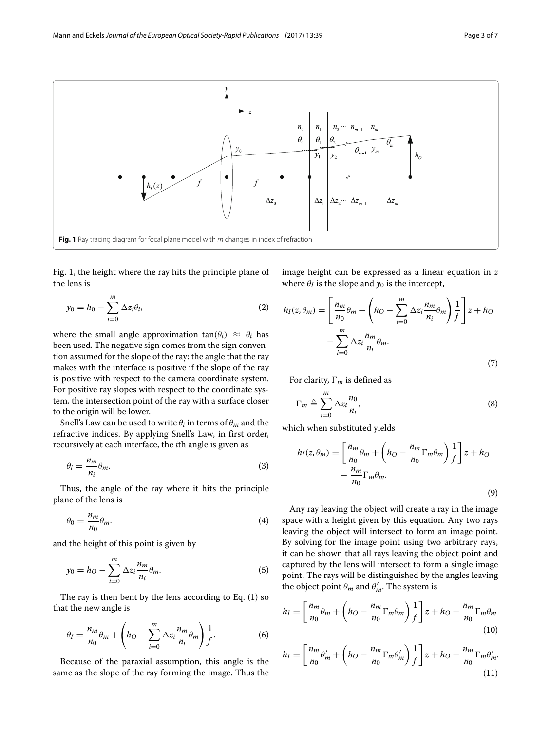**Fig. 1** Ray tracing diagram for focal plane model with $m$ changes in index of refraction

Fig. 1, the height where the ray hits the principle plane of the lens is

$$y_0 = h_0 - \sum_{i=0}^{m} \Delta z_i \theta_i, \tag{2}$$

where the small angle approximation $\tan(\theta_i) \approx \theta_i$ has been used. The negative sign comes from the sign convention assumed for the slope of the ray: the angle that the ray makes with the interface is positive if the slope of the ray is positive with respect to the camera coordinate system. For positive ray slopes with respect to the coordinate system, the intersection point of the ray with a surface closer to the origin will be lower.

Snell's Law can be used to write $\theta_i$ in terms of $\theta_m$ and the refractive indices. By applying Snell's Law, in first order, recursively at each interface, the $i$th angle is given as

$$\theta_i = \frac{n_m}{n_i}\theta_m. \tag{3}$$

Thus, the angle of the ray where it hits the principle plane of the lens is

$$\theta_0 = \frac{n_m}{n_0}\theta_m. \tag{4}$$

and the height of this point is given by

$$y_0 = h_O - \sum_{i=0}^{m} \Delta z_i \frac{n_m}{n_i}\theta_m. \tag{5}$$

The ray is then bent by the lens according to Eq. (1) so that the new angle is

$$\theta_I = \frac{n_m}{n_0}\theta_m + \left(h_O - \sum_{i=0}^{m} \Delta z_i \frac{n_m}{n_i}\theta_m\right)\frac{1}{f}. \tag{6}$$

Because of the paraxial assumption, this angle is the same as the slope of the ray forming the image. Thus the image height can be expressed as a linear equation in $z$ where $\theta_I$ is the slope and $y_0$ is the intercept,

$$h_I(z, \theta_m) = \left[\frac{n_m}{n_0}\theta_m + \left(h_O - \sum_{i=0}^{m} \Delta z_i \frac{n_m}{n_i}\theta_m\right)\frac{1}{f}\right]z + h_O - \sum_{i=0}^{m} \Delta z_i \frac{n_m}{n_i}\theta_m. \tag{7}$$

For clarity, $\Gamma_m$ is defined as

$$\Gamma_m \triangleq \sum_{i=0}^{m} \Delta z_i \frac{n_0}{n_i}, \tag{8}$$

which when substituted yields

$$h_I(z, \theta_m) = \left[\frac{n_m}{n_0}\theta_m + \left(h_O - \frac{n_m}{n_0}\Gamma_m\theta_m\right)\frac{1}{f}\right]z + h_O - \frac{n_m}{n_0}\Gamma_m\theta_m. \tag{9}$$

Any ray leaving the object will create a ray in the image space with a height given by this equation. Any two rays leaving the object will intersect to form an image point. By solving for the image point using two arbitrary rays, it can be shown that all rays leaving the object point and captured by the lens will intersect to form a single image point. The rays will be distinguished by the angles leaving the object point $\theta_m$ and $\theta_m'$. The system is

$$h_I = \left[\frac{n_m}{n_0}\theta_m + \left(h_O - \frac{n_m}{n_0}\Gamma_m\theta_m\right)\frac{1}{f}\right]z + h_O - \frac{n_m}{n_0}\Gamma_m\theta_m \tag{10}$$

$$h_I = \left[\frac{n_m}{n_0}\theta_m' + \left(h_O - \frac{n_m}{n_0}\Gamma_m\theta_m'\right)\frac{1}{f}\right]z + h_O - \frac{n_m}{n_0}\Gamma_m\theta_m'. \tag{11}$$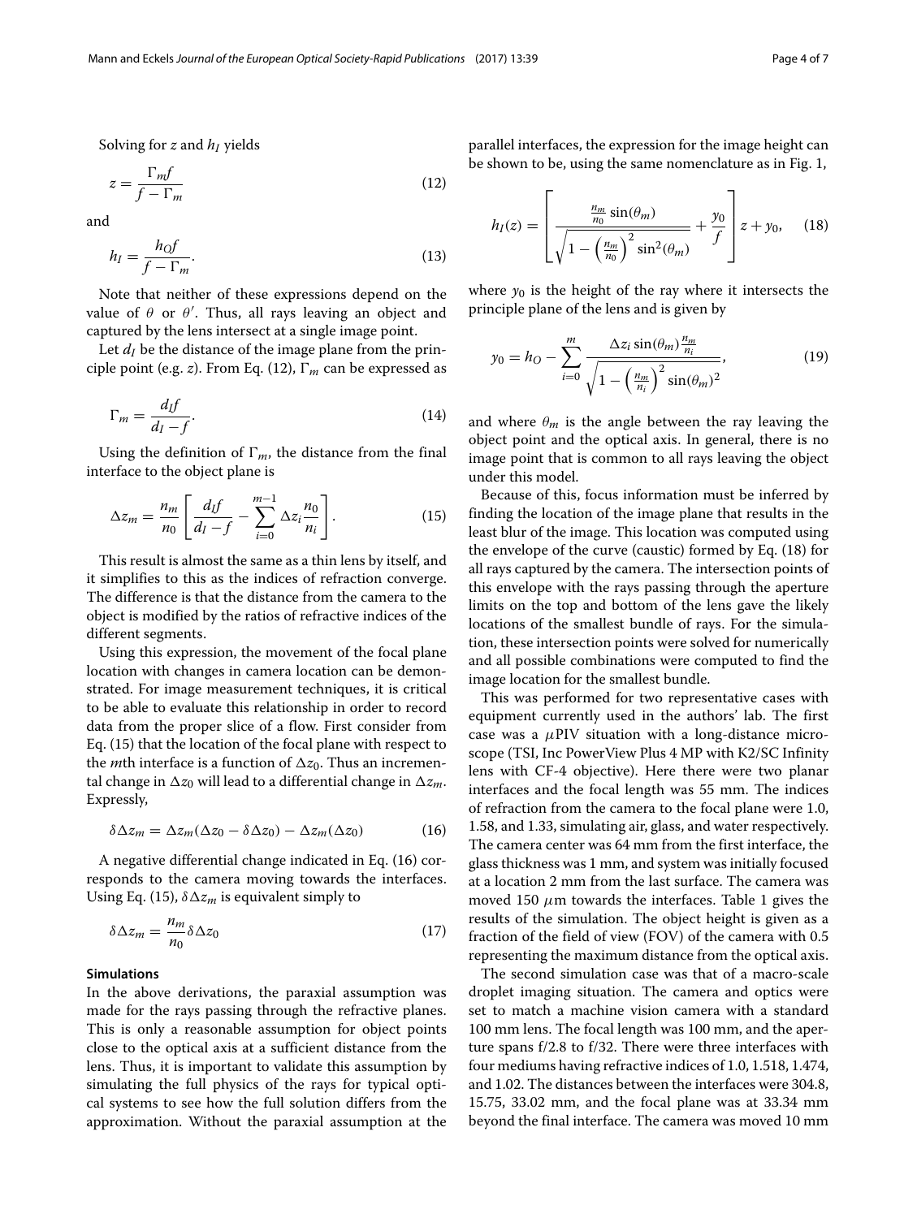Solving for $z$ and $h_I$ yields

$$z = \frac{\Gamma_m f}{f - \Gamma_m} \tag{12}$$

and

$$h_I = \frac{h_O f}{f - \Gamma_m}. \tag{13}$$

Note that neither of these expressions depend on the value of $\theta$ or $\theta'$. Thus, all rays leaving an object and captured by the lens intersect at a single image point.

Let $d_I$ be the distance of the image plane from the principle point (e.g. $z$). From Eq. (12), $\Gamma_m$ can be expressed as

$$\Gamma_m = \frac{d_I f}{d_I - f}. \tag{14}$$

Using the definition of $\Gamma_m$, the distance from the final interface to the object plane is

$$\Delta z_m = \frac{n_m}{n_0}\left[\frac{d_I f}{d_I - f} - \sum_{i=0}^{m-1} \Delta z_i \frac{n_0}{n_i}\right]. \tag{15}$$

This result is almost the same as a thin lens by itself, and it simplifies to this as the indices of refraction converge. The difference is that the distance from the camera to the object is modified by the ratios of refractive indices of the different segments.

Using this expression, the movement of the focal plane location with changes in camera location can be demonstrated. For image measurement techniques, it is critical to be able to evaluate this relationship in order to record data from the proper slice of a flow. First consider from Eq. (15) that the location of the focal plane with respect to the $m$th interface is a function of $\Delta z_0$. Thus an incremental change in $\Delta z_0$ will lead to a differential change in $\Delta z_m$. Expressly,

$$\delta\Delta z_m = \Delta z_m(\Delta z_0 - \delta\Delta z_0) - \Delta z_m(\Delta z_0) \tag{16}$$

A negative differential change indicated in Eq. (16) corresponds to the camera moving towards the interfaces. Using Eq. (15), $\delta\Delta z_m$ is equivalent simply to

$$\delta\Delta z_m = \frac{n_m}{n_0}\delta\Delta z_0 \tag{17}$$

### Simulations

In the above derivations, the paraxial assumption was made for the rays passing through the refractive planes. This is only a reasonable assumption for object points close to the optical axis at a sufficient distance from the lens. Thus, it is important to validate this assumption by simulating the full physics of the rays for typical optical systems to see how the full solution differs from the approximation. Without the paraxial assumption at the parallel interfaces, the expression for the image height can be shown to be, using the same nomenclature as in Fig. 1,

$$h_I(z) = \left[\frac{\frac{n_m}{n_0}\sin(\theta_m)}{\sqrt{1 - \left(\frac{n_m}{n_0}\right)^2 \sin^2(\theta_m)}} + \frac{y_0}{f}\right] z + y_0, \tag{18}$$

where $y_0$ is the height of the ray where it intersects the principle plane of the lens and is given by

$$y_0 = h_O - \sum_{i=0}^{m} \frac{\Delta z_i \sin(\theta_m)\frac{n_m}{n_i}}{\sqrt{1 - \left(\frac{n_m}{n_i}\right)^2 \sin(\theta_m)^2}}, \tag{19}$$

and where $\theta_m$ is the angle between the ray leaving the object point and the optical axis. In general, there is no image point that is common to all rays leaving the object under this model.

Because of this, focus information must be inferred by finding the location of the image plane that results in the least blur of the image. This location was computed using the envelope of the curve (caustic) formed by Eq. (18) for all rays captured by the camera. The intersection points of this envelope with the rays passing through the aperture limits on the top and bottom of the lens gave the likely locations of the smallest bundle of rays. For the simulation, these intersection points were solved for numerically and all possible combinations were computed to find the image location for the smallest bundle.

This was performed for two representative cases with equipment currently used in the authors' lab. The first case was a $\mu$PIV situation with a long-distance microscope (TSI, Inc PowerView Plus 4 MP with K2/SC Infinity lens with CF-4 objective). Here there were two planar interfaces and the focal length was 55 mm. The indices of refraction from the camera to the focal plane were 1.0, 1.58, and 1.33, simulating air, glass, and water respectively. The camera center was 64 mm from the first interface, the glass thickness was 1 mm, and system was initially focused at a location 2 mm from the last surface. The camera was moved 150 $\mu$m towards the interfaces. Table 1 gives the results of the simulation. The object height is given as a fraction of the field of view (FOV) of the camera with 0.5 representing the maximum distance from the optical axis.

The second simulation case was that of a macro-scale droplet imaging situation. The camera and optics were set to match a machine vision camera with a standard 100 mm lens. The focal length was 100 mm, and the aperture spans f/2.8 to f/32. There were three interfaces with four mediums having refractive indices of 1.0, 1.518, 1.474, and 1.02. The distances between the interfaces were 304.8, 15.75, 33.02 mm, and the focal plane was at 33.34 mm beyond the final interface. The camera was moved 10 mm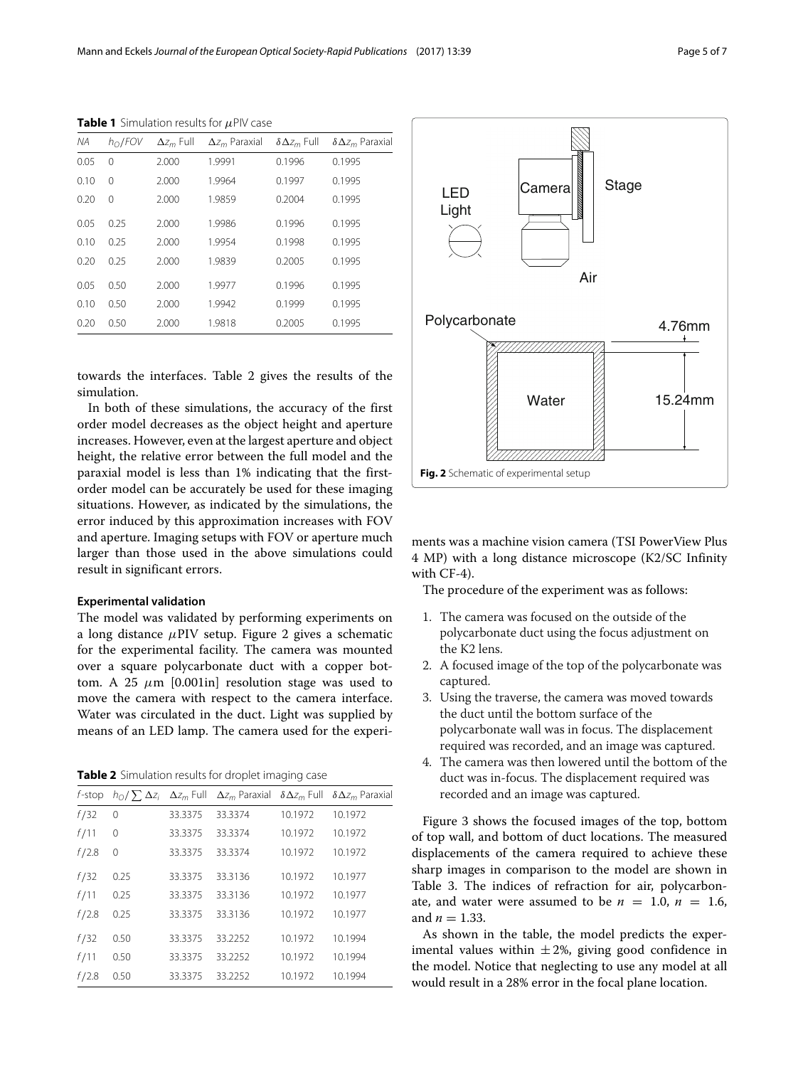**Table 1** Simulation results for $\mu$PIV case

| $NA$ | $h_O/FOV$ | $\Delta z_m$ Full | $\Delta z_m$ Paraxial | $\delta\Delta z_m$ Full | $\delta\Delta z_m$ Paraxial |
|---|---|---|---|---|---|
| 0.05 | 0 | 2.000 | 1.9991 | 0.1996 | 0.1995 |
| 0.10 | 0 | 2.000 | 1.9964 | 0.1997 | 0.1995 |
| 0.20 | 0 | 2.000 | 1.9859 | 0.2004 | 0.1995 |
| 0.05 | 0.25 | 2.000 | 1.9986 | 0.1996 | 0.1995 |
| 0.10 | 0.25 | 2.000 | 1.9954 | 0.1998 | 0.1995 |
| 0.20 | 0.25 | 2.000 | 1.9839 | 0.2005 | 0.1995 |
| 0.05 | 0.50 | 2.000 | 1.9977 | 0.1996 | 0.1995 |
| 0.10 | 0.50 | 2.000 | 1.9942 | 0.1999 | 0.1995 |
| 0.20 | 0.50 | 2.000 | 1.9818 | 0.2005 | 0.1995 |

towards the interfaces. Table 2 gives the results of the simulation.

In both of these simulations, the accuracy of the first order model decreases as the object height and aperture increases. However, even at the largest aperture and object height, the relative error between the full model and the paraxial model is less than 1% indicating that the first-order model can be accurately be used for these imaging situations. However, as indicated by the simulations, the error induced by this approximation increases with FOV and aperture. Imaging setups with FOV or aperture much larger than those used in the above simulations could result in significant errors.

### Experimental validation

The model was validated by performing experiments on a long distance $\mu$PIV setup. Figure 2 gives a schematic for the experimental facility. The camera was mounted over a square polycarbonate duct with a copper bottom. A 25 $\mu$m [0.001in] resolution stage was used to move the camera with respect to the camera interface. Water was circulated in the duct. Light was supplied by means of an LED lamp. The camera used for the experiments was a machine vision camera (TSI PowerView Plus 4 MP) with a long distance microscope (K2/SC Infinity with CF-4).

**Table 2** Simulation results for droplet imaging case

| $f$-stop | $h_O/\sum\Delta z_i$ | $\Delta z_m$ Full | $\Delta z_m$ Paraxial | $\delta\Delta z_m$ Full | $\delta\Delta z_m$ Paraxial |
|---|---|---|---|---|---|
| $f/32$ | 0 | 33.3375 | 33.3374 | 10.1972 | 10.1972 |
| $f/11$ | 0 | 33.3375 | 33.3374 | 10.1972 | 10.1972 |
| $f/2.8$ | 0 | 33.3375 | 33.3374 | 10.1972 | 10.1972 |
| $f/32$ | 0.25 | 33.3375 | 33.3136 | 10.1972 | 10.1977 |
| $f/11$ | 0.25 | 33.3375 | 33.3136 | 10.1972 | 10.1977 |
| $f/2.8$ | 0.25 | 33.3375 | 33.3136 | 10.1972 | 10.1977 |
| $f/32$ | 0.50 | 33.3375 | 33.2252 | 10.1972 | 10.1994 |
| $f/11$ | 0.50 | 33.3375 | 33.2252 | 10.1972 | 10.1994 |
| $f/2.8$ | 0.50 | 33.3375 | 33.2252 | 10.1972 | 10.1994 |

LED Light, Camera, Stage, Air, Polycarbonate, Water, 4.76mm, 15.24mm

**Fig. 2** Schematic of experimental setup

The procedure of the experiment was as follows:

1. The camera was focused on the outside of the polycarbonate duct using the focus adjustment on the K2 lens.
2. A focused image of the top of the polycarbonate was captured.
3. Using the traverse, the camera was moved towards the duct until the bottom surface of the polycarbonate wall was in focus. The displacement required was recorded, and an image was captured.
4. The camera was then lowered until the bottom of the duct was in-focus. The displacement required was recorded and an image was captured.

Figure 3 shows the focused images of the top, bottom of top wall, and bottom of duct locations. The measured displacements of the camera required to achieve these sharp images in comparison to the model are shown in Table 3. The indices of refraction for air, polycarbonate, and water were assumed to be $n = 1.0$, $n = 1.6$, and $n = 1.33$.

As shown in the table, the model predicts the experimental values within $\pm 2\%$, giving good confidence in the model. Notice that neglecting to use any model at all would result in a 28% error in the focal plane location.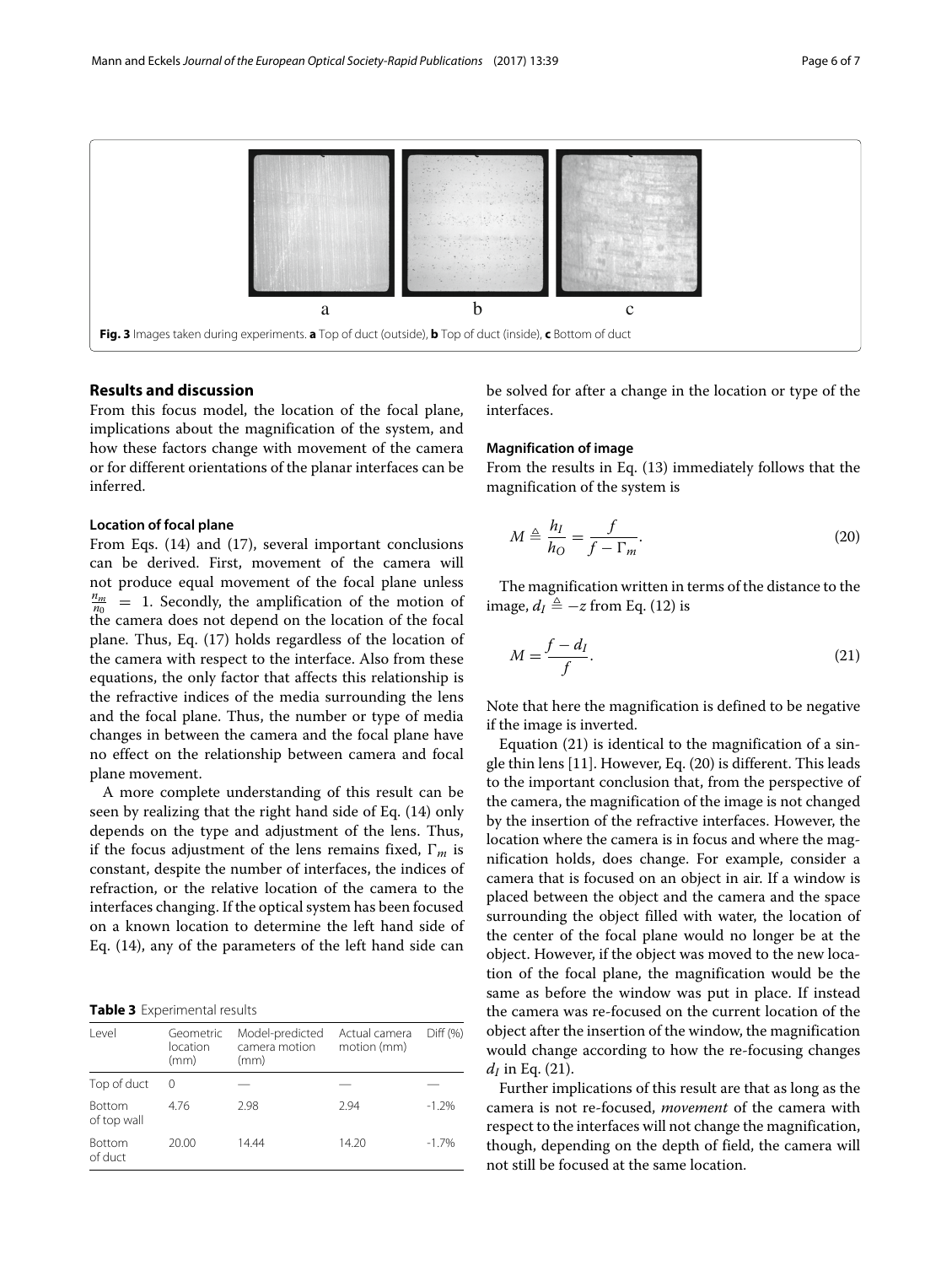Fig. 3 Images taken during experiments. **a** Top of duct (outside), **b** Top of duct (inside), **c** Bottom of duct

## Results and discussion

From this focus model, the location of the focal plane, implications about the magnification of the system, and how these factors change with movement of the camera or for different orientations of the planar interfaces can be inferred.

### Location of focal plane

From Eqs. (14) and (17), several important conclusions can be derived. First, movement of the camera will not produce equal movement of the focal plane unless $\frac{n_m}{n_0} = 1$. Secondly, the amplification of the motion of the camera does not depend on the location of the focal plane. Thus, Eq. (17) holds regardless of the location of the camera with respect to the interface. Also from these equations, the only factor that affects this relationship is the refractive indices of the media surrounding the lens and the focal plane. Thus, the number or type of media changes in between the camera and the focal plane have no effect on the relationship between camera and focal plane movement.

A more complete understanding of this result can be seen by realizing that the right hand side of Eq. (14) only depends on the type and adjustment of the lens. Thus, if the focus adjustment of the lens remains fixed, $\Gamma_m$ is constant, despite the number of interfaces, the indices of refraction, or the relative location of the camera to the interfaces changing. If the optical system has been focused on a known location to determine the left hand side of Eq. (14), any of the parameters of the left hand side can be solved for after a change in the location or type of the interfaces.

**Table 3** Experimental results

| Level | Geometric location (mm) | Model-predicted camera motion (mm) | Actual camera motion (mm) | Diff (%) |
|---|---|---|---|---|
| Top of duct | 0 | — | — | — |
| Bottom of top wall | 4.76 | 2.98 | 2.94 | -1.2% |
| Bottom of duct | 20.00 | 14.44 | 14.20 | -1.7% |

### Magnification of image

From the results in Eq. (13) immediately follows that the magnification of the system is

$$M \triangleq \frac{h_I}{h_O} = \frac{f}{f - \Gamma_m}. \tag{20}$$

The magnification written in terms of the distance to the image, $d_I \triangleq -z$ from Eq. (12) is

$$M = \frac{f - d_I}{f}. \tag{21}$$

Note that here the magnification is defined to be negative if the image is inverted.

Equation (21) is identical to the magnification of a single thin lens [11]. However, Eq. (20) is different. This leads to the important conclusion that, from the perspective of the camera, the magnification of the image is not changed by the insertion of the refractive interfaces. However, the location where the camera is in focus and where the magnification holds, does change. For example, consider a camera that is focused on an object in air. If a window is placed between the object and the camera and the space surrounding the object filled with water, the location of the center of the focal plane would no longer be at the object. However, if the object was moved to the new location of the focal plane, the magnification would be the same as before the window was put in place. If instead the camera was re-focused on the current location of the object after the insertion of the window, the magnification would change according to how the re-focusing changes $d_I$ in Eq. (21).

Further implications of this result are that as long as the camera is not re-focused, *movement* of the camera with respect to the interfaces will not change the magnification, though, depending on the depth of field, the camera will not still be focused at the same location.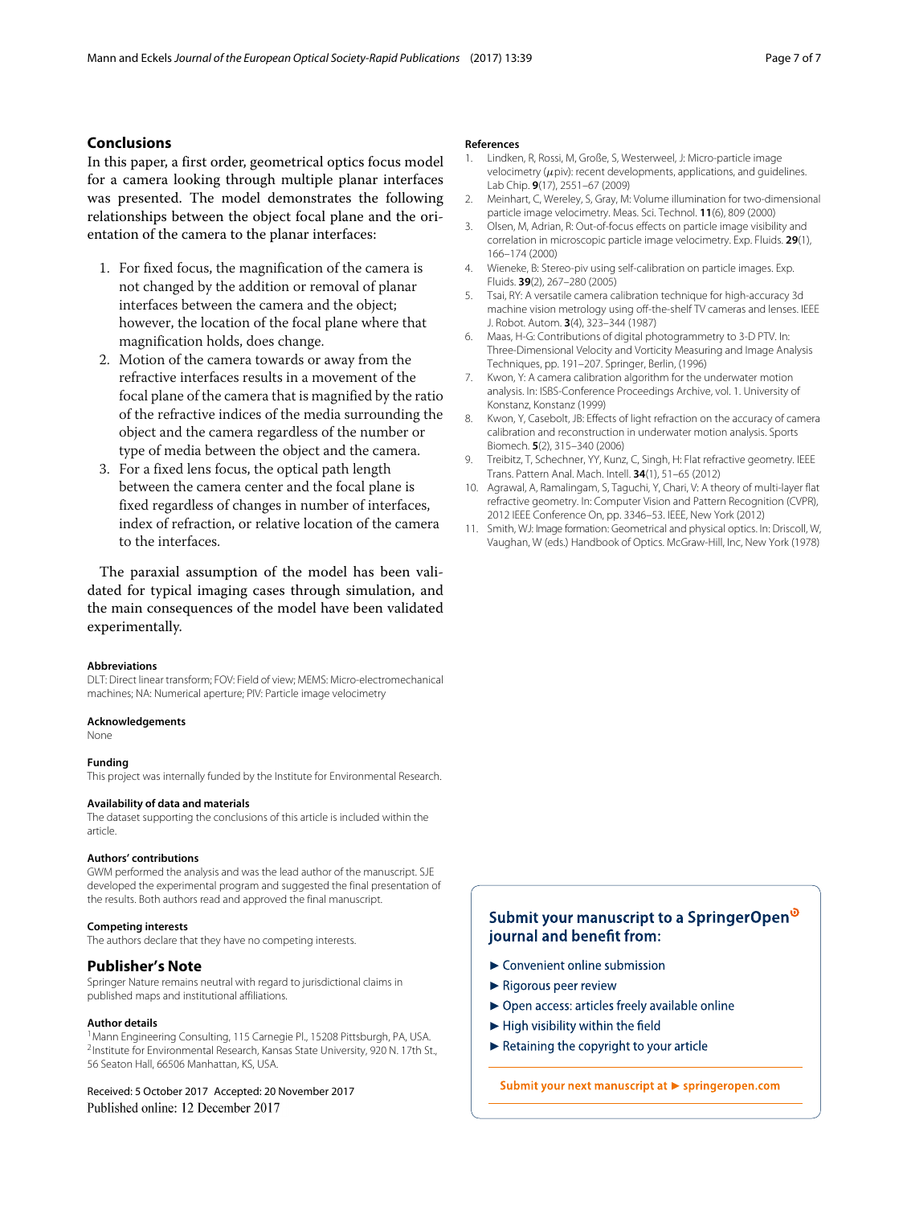## Conclusions

In this paper, a first order, geometrical optics focus model for a camera looking through multiple planar interfaces was presented. The model demonstrates the following relationships between the object focal plane and the orientation of the camera to the planar interfaces:

1. For fixed focus, the magnification of the camera is not changed by the addition or removal of planar interfaces between the camera and the object; however, the location of the focal plane where that magnification holds, does change.
2. Motion of the camera towards or away from the refractive interfaces results in a movement of the focal plane of the camera that is magnified by the ratio of the refractive indices of the media surrounding the object and the camera regardless of the number or type of media between the object and the camera.
3. For a fixed lens focus, the optical path length between the camera center and the focal plane is fixed regardless of changes in number of interfaces, index of refraction, or relative location of the camera to the interfaces.

The paraxial assumption of the model has been validated for typical imaging cases through simulation, and the main consequences of the model have been validated experimentally.

#### Abbreviations

DLT: Direct linear transform; FOV: Field of view; MEMS: Micro-electromechanical machines; NA: Numerical aperture; PIV: Particle image velocimetry

#### Acknowledgements

None

#### Funding

This project was internally funded by the Institute for Environmental Research.

#### Availability of data and materials

The dataset supporting the conclusions of this article is included within the article.

#### Authors' contributions

GWM performed the analysis and was the lead author of the manuscript. SJE developed the experimental program and suggested the final presentation of the results. Both authors read and approved the final manuscript.

#### Competing interests

The authors declare that they have no competing interests.

## Publisher's Note

Springer Nature remains neutral with regard to jurisdictional claims in published maps and institutional affiliations.

#### Author details

[1]Mann Engineering Consulting, 115 Carnegie Pl., 15208 Pittsburgh, PA, USA. [2]Institute for Environmental Research, Kansas State University, 920 N. 17th St., 56 Seaton Hall, 66506 Manhattan, KS, USA.

Received: 5 October 2017 Accepted: 20 November 2017
Published online: 12 December 2017

#### References

1. Lindken, R, Rossi, M, Große, S, Westerweel, J: Micro-particle image velocimetry ($\mu$piv): recent developments, applications, and guidelines. Lab Chip. **9**(17), 2551–67 (2009)
2. Meinhart, C, Wereley, S, Gray, M: Volume illumination for two-dimensional particle image velocimetry. Meas. Sci. Technol. **11**(6), 809 (2000)
3. Olsen, M, Adrian, R: Out-of-focus effects on particle image visibility and correlation in microscopic particle image velocimetry. Exp. Fluids. **29**(1), 166–174 (2000)
4. Wieneke, B: Stereo-piv using self-calibration on particle images. Exp. Fluids. **39**(2), 267–280 (2005)
5. Tsai, RY: A versatile camera calibration technique for high-accuracy 3d machine vision metrology using off-the-shelf TV cameras and lenses. IEEE J. Robot. Autom. **3**(4), 323–344 (1987)
6. Maas, H-G: Contributions of digital photogrammetry to 3-D PTV. In: Three-Dimensional Velocity and Vorticity Measuring and Image Analysis Techniques, pp. 191–207. Springer, Berlin, (1996)
7. Kwon, Y: A camera calibration algorithm for the underwater motion analysis. In: ISBS-Conference Proceedings Archive, vol. 1. University of Konstanz, Konstanz (1999)
8. Kwon, Y, Casebolt, JB: Effects of light refraction on the accuracy of camera calibration and reconstruction in underwater motion analysis. Sports Biomech. **5**(2), 315–340 (2006)
9. Treibitz, T, Schechner, YY, Kunz, C, Singh, H: Flat refractive geometry. IEEE Trans. Pattern Anal. Mach. Intell. **34**(1), 51–65 (2012)
10. Agrawal, A, Ramalingam, S, Taguchi, Y, Chari, V: A theory of multi-layer flat refractive geometry. In: Computer Vision and Pattern Recognition (CVPR), 2012 IEEE Conference On, pp. 3346–53. IEEE, New York (2012)
11. Smith, WJ: Image formation: Geometrical and physical optics. In: Driscoll, W, Vaughan, W (eds.) Handbook of Optics. McGraw-Hill, Inc, New York (1978)

**Submit your manuscript to a SpringerOpen journal and benefit from:**

- ► Convenient online submission
- ► Rigorous peer review
- ► Open access: articles freely available online
- ► High visibility within the field
- ► Retaining the copyright to your article

**Submit your next manuscript at ► springeropen.com**